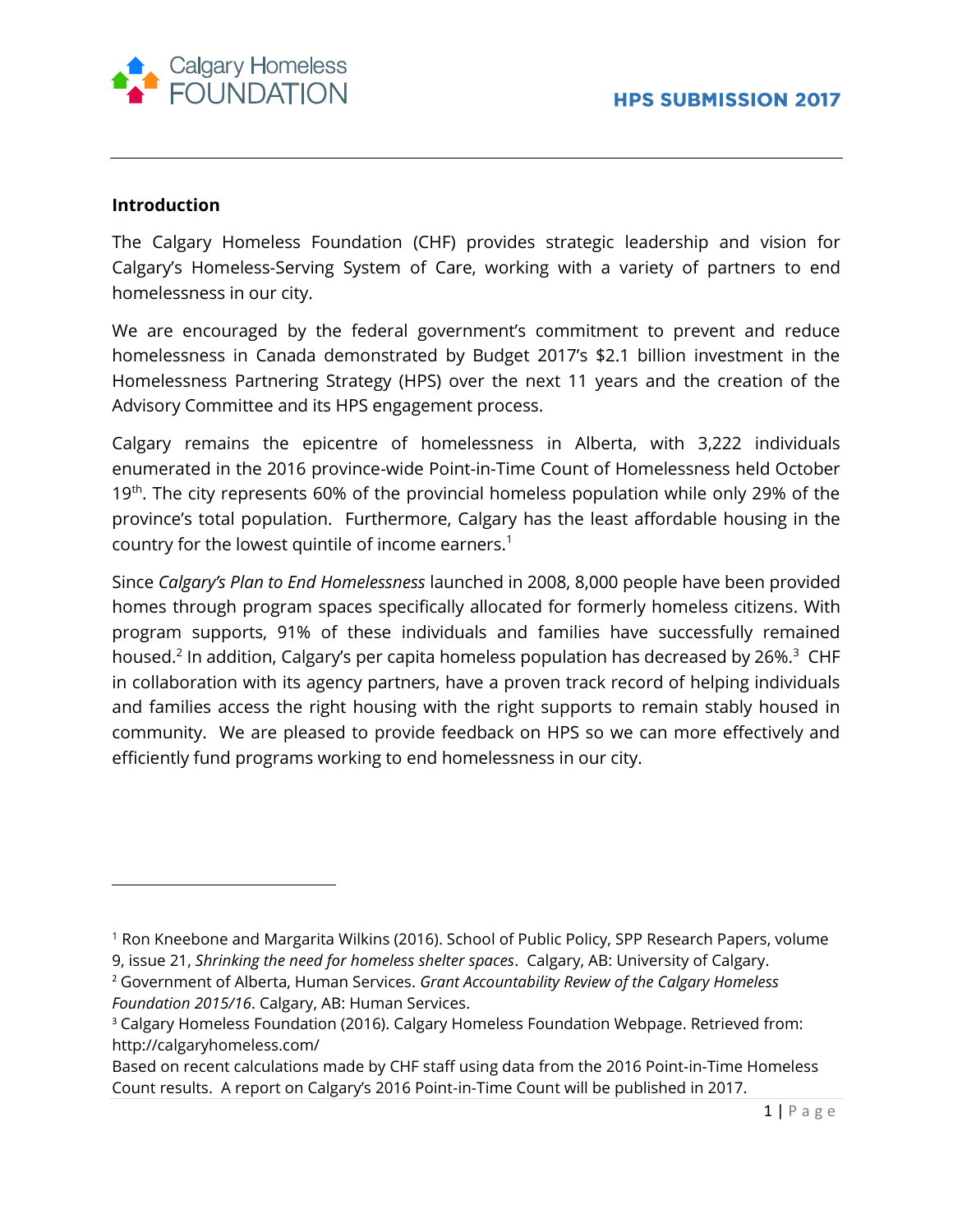Calgary Homeless FOUNDATION

**HPS SUBMISSION 2017**

## Introduction

The Calgary Homeless Foundation (CHF) provides strategic leadership and vision for Calgary's Homeless-Serving System of Care, working with a variety of partners to end homelessness in our city.

We are encouraged by the federal government's commitment to prevent and reduce homelessness in Canada demonstrated by Budget 2017's $2.1 billion investment in the Homelessness Partnering Strategy (HPS) over the next 11 years and the creation of the Advisory Committee and its HPS engagement process.

Calgary remains the epicentre of homelessness in Alberta, with 3,222 individuals enumerated in the 2016 province-wide Point-in-Time Count of Homelessness held October 19th. The city represents 60% of the provincial homeless population while only 29% of the province's total population. Furthermore, Calgary has the least affordable housing in the country for the lowest quintile of income earners.[1]

Since *Calgary's Plan to End Homelessness* launched in 2008, 8,000 people have been provided homes through program spaces specifically allocated for formerly homeless citizens. With program supports, 91% of these individuals and families have successfully remained housed.[2] In addition, Calgary's per capita homeless population has decreased by 26%.[3] CHF in collaboration with its agency partners, have a proven track record of helping individuals and families access the right housing with the right supports to remain stably housed in community. We are pleased to provide feedback on HPS so we can more effectively and efficiently fund programs working to end homelessness in our city.

---

[1] Ron Kneebone and Margarita Wilkins (2016). School of Public Policy, SPP Research Papers, volume 9, issue 21, *Shrinking the need for homeless shelter spaces*. Calgary, AB: University of Calgary.

[2] Government of Alberta, Human Services. *Grant Accountability Review of the Calgary Homeless Foundation 2015/16*. Calgary, AB: Human Services.

[3] Calgary Homeless Foundation (2016). Calgary Homeless Foundation Webpage. Retrieved from: http://calgaryhomeless.com/
Based on recent calculations made by CHF staff using data from the 2016 Point-in-Time Homeless Count results. A report on Calgary's 2016 Point-in-Time Count will be published in 2017.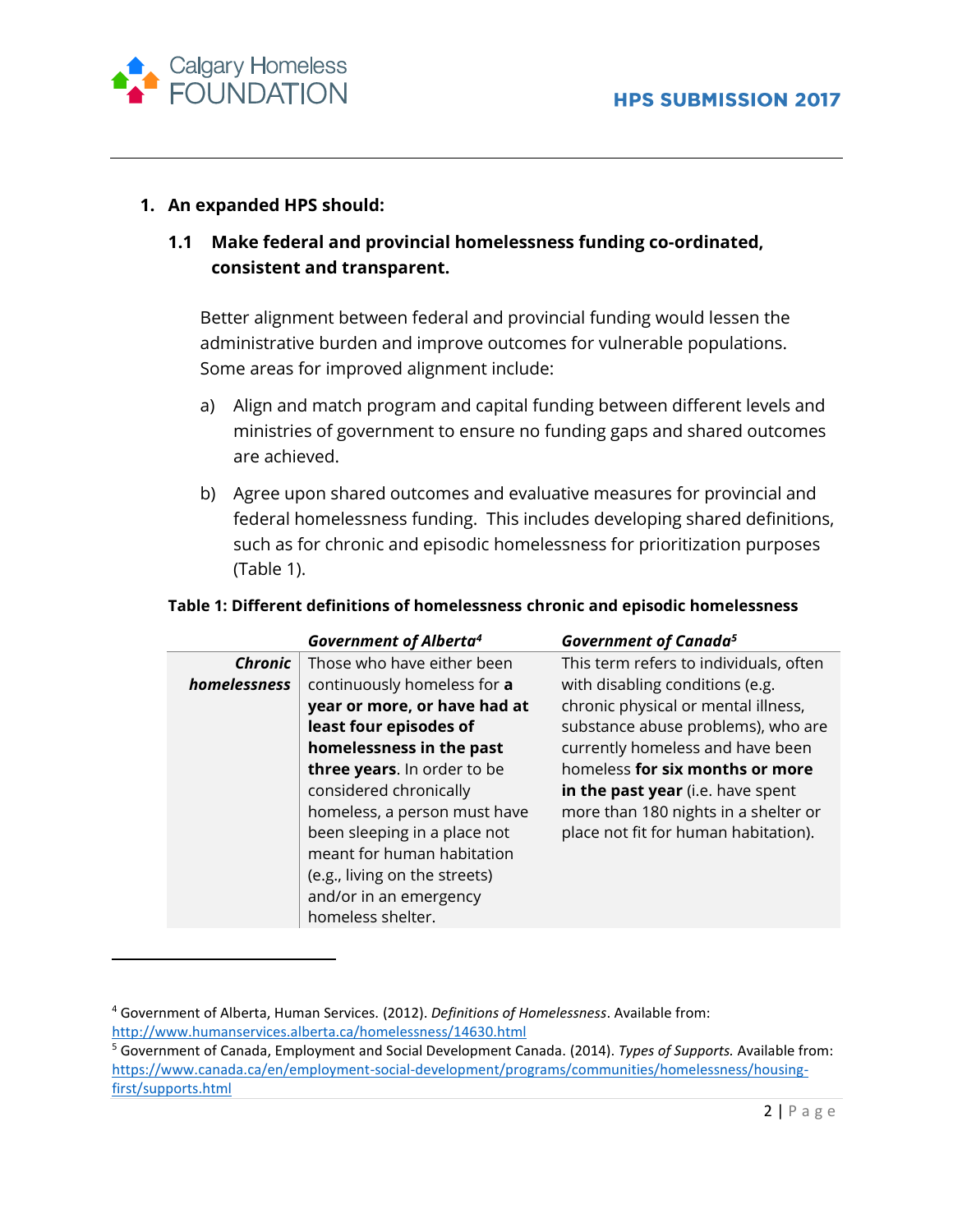1. **An expanded HPS should:**

**1.1 Make federal and provincial homelessness funding co-ordinated, consistent and transparent.**

Better alignment between federal and provincial funding would lessen the administrative burden and improve outcomes for vulnerable populations. Some areas for improved alignment include:

a) Align and match program and capital funding between different levels and ministries of government to ensure no funding gaps and shared outcomes are achieved.

b) Agree upon shared outcomes and evaluative measures for provincial and federal homelessness funding. This includes developing shared definitions, such as for chronic and episodic homelessness for prioritization purposes (Table 1).

**Table 1: Different definitions of homelessness chronic and episodic homelessness**

| | ***Government of Alberta***[4] | ***Government of Canada***[5] |
|---|---|---|
| ***Chronic homelessness*** | Those who have either been continuously homeless for **a year or more, or have had at least four episodes of homelessness in the past three years**. In order to be considered chronically homeless, a person must have been sleeping in a place not meant for human habitation (e.g., living on the streets) and/or in an emergency homeless shelter. | This term refers to individuals, often with disabling conditions (e.g. chronic physical or mental illness, substance abuse problems), who are currently homeless and have been homeless **for six months or more in the past year** (i.e. have spent more than 180 nights in a shelter or place not fit for human habitation). |

[4] Government of Alberta, Human Services. (2012). *Definitions of Homelessness*. Available from: http://www.humanservices.alberta.ca/homelessness/14630.html

[5] Government of Canada, Employment and Social Development Canada. (2014). *Types of Supports.* Available from: https://www.canada.ca/en/employment-social-development/programs/communities/homelessness/housing-first/supports.html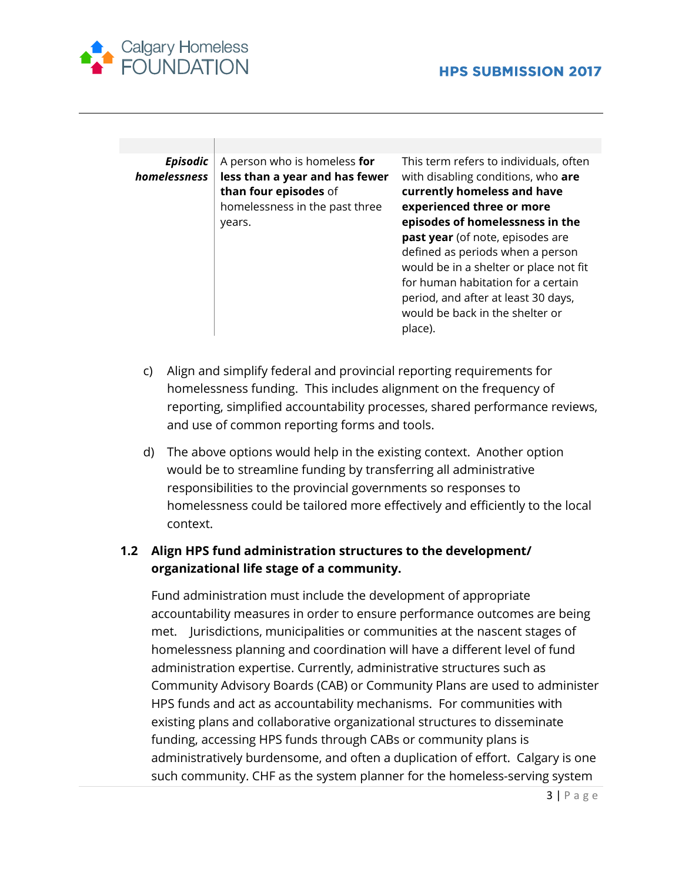| | | |
|---|---|---|
| ***Episodic homelessness*** | A person who is homeless **for less than a year and has fewer than four episodes** of homelessness in the past three years. | This term refers to individuals, often with disabling conditions, who **are currently homeless and have experienced three or more episodes of homelessness in the past year** (of note, episodes are defined as periods when a person would be in a shelter or place not fit for human habitation for a certain period, and after at least 30 days, would be back in the shelter or place). |

c) Align and simplify federal and provincial reporting requirements for homelessness funding. This includes alignment on the frequency of reporting, simplified accountability processes, shared performance reviews, and use of common reporting forms and tools.

d) The above options would help in the existing context. Another option would be to streamline funding by transferring all administrative responsibilities to the provincial governments so responses to homelessness could be tailored more effectively and efficiently to the local context.

### 1.2 Align HPS fund administration structures to the development/ organizational life stage of a community.

Fund administration must include the development of appropriate accountability measures in order to ensure performance outcomes are being met. Jurisdictions, municipalities or communities at the nascent stages of homelessness planning and coordination will have a different level of fund administration expertise. Currently, administrative structures such as Community Advisory Boards (CAB) or Community Plans are used to administer HPS funds and act as accountability mechanisms. For communities with existing plans and collaborative organizational structures to disseminate funding, accessing HPS funds through CABs or community plans is administratively burdensome, and often a duplication of effort. Calgary is one such community. CHF as the system planner for the homeless-serving system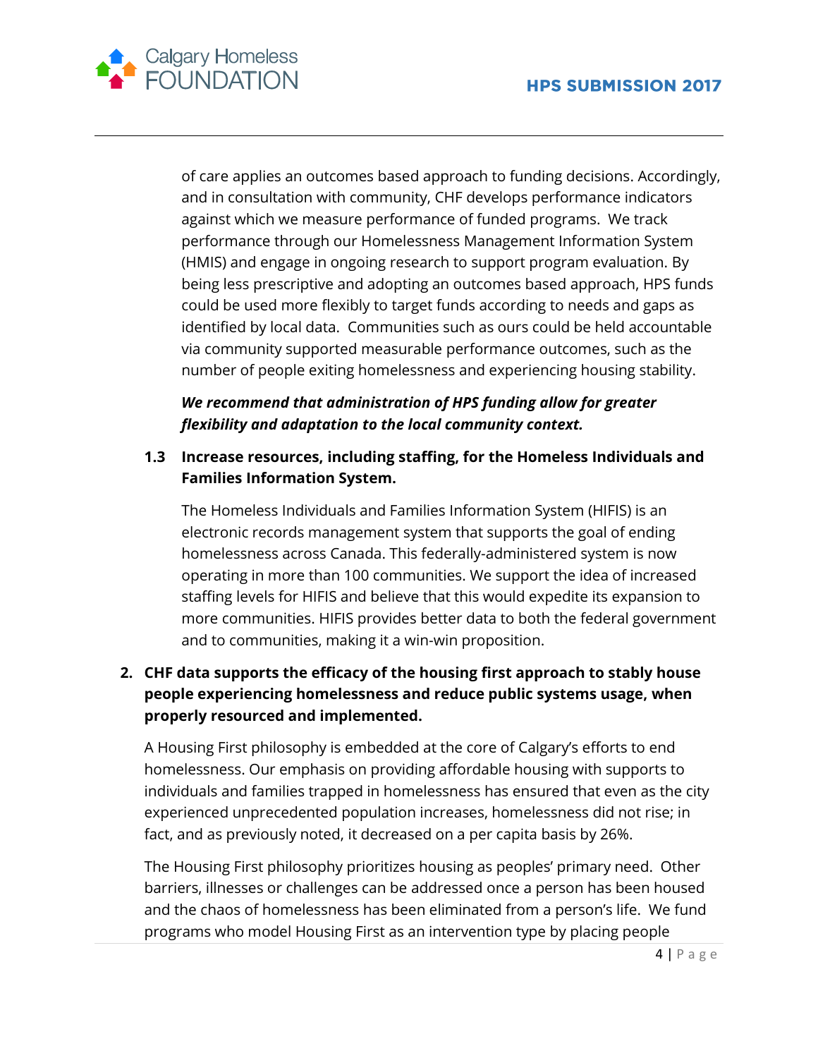of care applies an outcomes based approach to funding decisions. Accordingly, and in consultation with community, CHF develops performance indicators against which we measure performance of funded programs. We track performance through our Homelessness Management Information System (HMIS) and engage in ongoing research to support program evaluation. By being less prescriptive and adopting an outcomes based approach, HPS funds could be used more flexibly to target funds according to needs and gaps as identified by local data. Communities such as ours could be held accountable via community supported measurable performance outcomes, such as the number of people exiting homelessness and experiencing housing stability.

***We recommend that administration of HPS funding allow for greater flexibility and adaptation to the local community context.***

**1.3 Increase resources, including staffing, for the Homeless Individuals and Families Information System.**

The Homeless Individuals and Families Information System (HIFIS) is an electronic records management system that supports the goal of ending homelessness across Canada. This federally-administered system is now operating in more than 100 communities. We support the idea of increased staffing levels for HIFIS and believe that this would expedite its expansion to more communities. HIFIS provides better data to both the federal government and to communities, making it a win-win proposition.

**2. CHF data supports the efficacy of the housing first approach to stably house people experiencing homelessness and reduce public systems usage, when properly resourced and implemented.**

A Housing First philosophy is embedded at the core of Calgary's efforts to end homelessness. Our emphasis on providing affordable housing with supports to individuals and families trapped in homelessness has ensured that even as the city experienced unprecedented population increases, homelessness did not rise; in fact, and as previously noted, it decreased on a per capita basis by 26%.

The Housing First philosophy prioritizes housing as peoples' primary need. Other barriers, illnesses or challenges can be addressed once a person has been housed and the chaos of homelessness has been eliminated from a person's life. We fund programs who model Housing First as an intervention type by placing people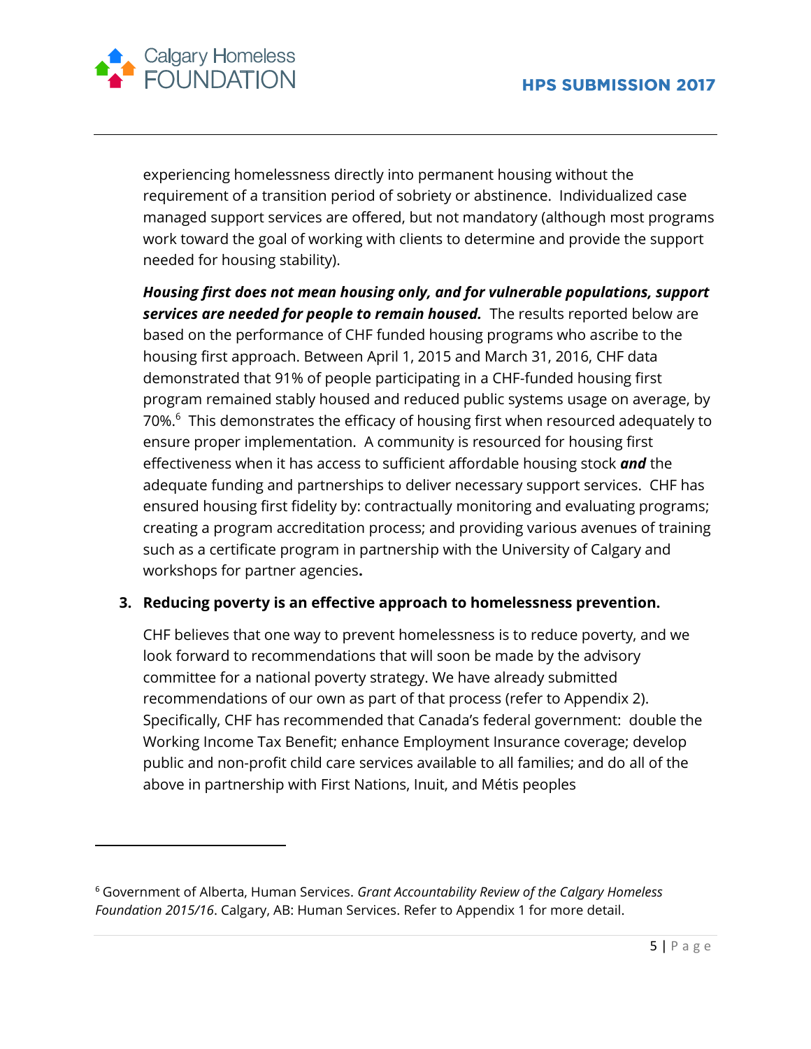experiencing homelessness directly into permanent housing without the requirement of a transition period of sobriety or abstinence. Individualized case managed support services are offered, but not mandatory (although most programs work toward the goal of working with clients to determine and provide the support needed for housing stability).

***Housing first does not mean housing only, and for vulnerable populations, support services are needed for people to remain housed.*** The results reported below are based on the performance of CHF funded housing programs who ascribe to the housing first approach. Between April 1, 2015 and March 31, 2016, CHF data demonstrated that 91% of people participating in a CHF-funded housing first program remained stably housed and reduced public systems usage on average, by 70%.[6] This demonstrates the efficacy of housing first when resourced adequately to ensure proper implementation. A community is resourced for housing first effectiveness when it has access to sufficient affordable housing stock ***and*** the adequate funding and partnerships to deliver necessary support services. CHF has ensured housing first fidelity by: contractually monitoring and evaluating programs; creating a program accreditation process; and providing various avenues of training such as a certificate program in partnership with the University of Calgary and workshops for partner agencies**.**

3. **Reducing poverty is an effective approach to homelessness prevention.**

   CHF believes that one way to prevent homelessness is to reduce poverty, and we look forward to recommendations that will soon be made by the advisory committee for a national poverty strategy. We have already submitted recommendations of our own as part of that process (refer to Appendix 2). Specifically, CHF has recommended that Canada's federal government: double the Working Income Tax Benefit; enhance Employment Insurance coverage; develop public and non-profit child care services available to all families; and do all of the above in partnership with First Nations, Inuit, and Métis peoples

---

[6] Government of Alberta, Human Services. *Grant Accountability Review of the Calgary Homeless Foundation 2015/16*. Calgary, AB: Human Services. Refer to Appendix 1 for more detail.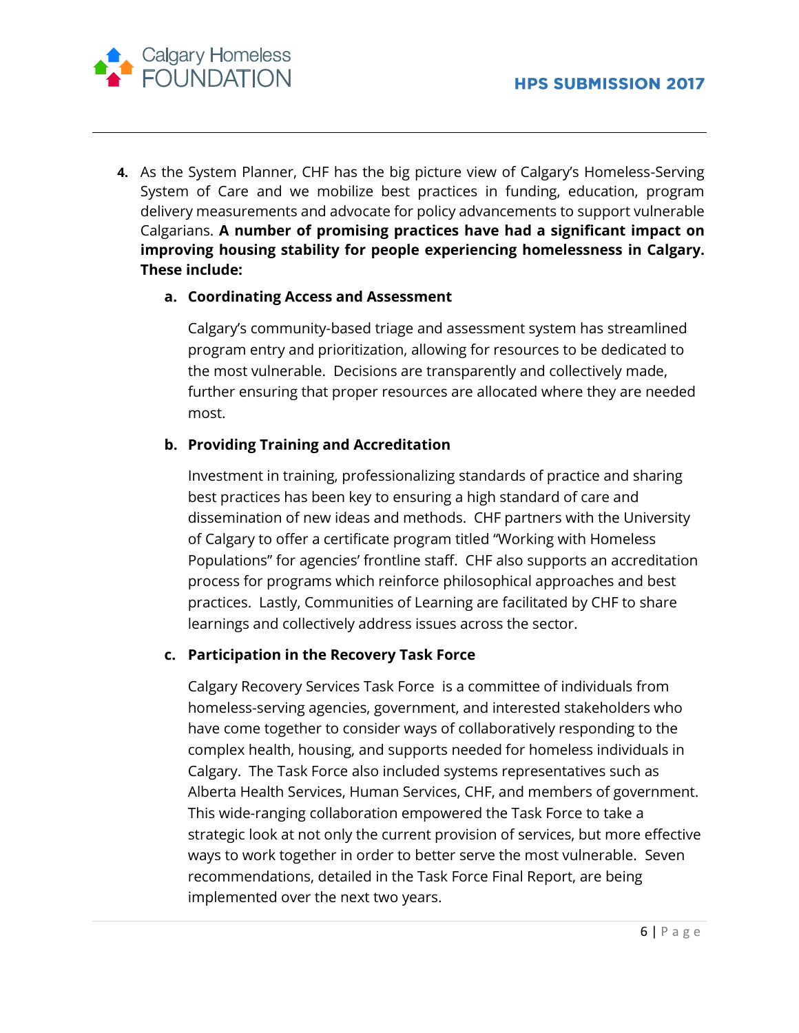4. As the System Planner, CHF has the big picture view of Calgary's Homeless-Serving System of Care and we mobilize best practices in funding, education, program delivery measurements and advocate for policy advancements to support vulnerable Calgarians. **A number of promising practices have had a significant impact on improving housing stability for people experiencing homelessness in Calgary. These include:**

   a. **Coordinating Access and Assessment**

      Calgary's community-based triage and assessment system has streamlined program entry and prioritization, allowing for resources to be dedicated to the most vulnerable. Decisions are transparently and collectively made, further ensuring that proper resources are allocated where they are needed most.

   b. **Providing Training and Accreditation**

      Investment in training, professionalizing standards of practice and sharing best practices has been key to ensuring a high standard of care and dissemination of new ideas and methods. CHF partners with the University of Calgary to offer a certificate program titled "Working with Homeless Populations" for agencies' frontline staff. CHF also supports an accreditation process for programs which reinforce philosophical approaches and best practices. Lastly, Communities of Learning are facilitated by CHF to share learnings and collectively address issues across the sector.

   c. **Participation in the Recovery Task Force**

      Calgary Recovery Services Task Force is a committee of individuals from homeless-serving agencies, government, and interested stakeholders who have come together to consider ways of collaboratively responding to the complex health, housing, and supports needed for homeless individuals in Calgary. The Task Force also included systems representatives such as Alberta Health Services, Human Services, CHF, and members of government. This wide-ranging collaboration empowered the Task Force to take a strategic look at not only the current provision of services, but more effective ways to work together in order to better serve the most vulnerable. Seven recommendations, detailed in the Task Force Final Report, are being implemented over the next two years.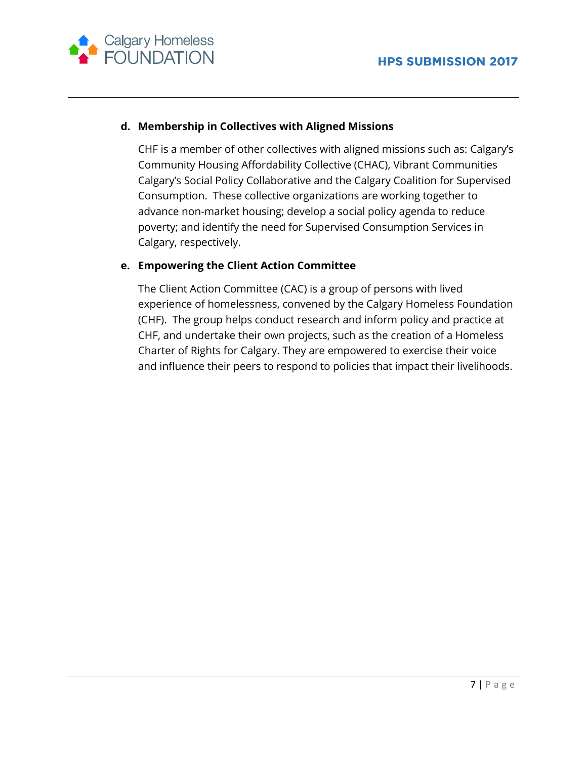**d. Membership in Collectives with Aligned Missions**

CHF is a member of other collectives with aligned missions such as: Calgary's Community Housing Affordability Collective (CHAC), Vibrant Communities Calgary's Social Policy Collaborative and the Calgary Coalition for Supervised Consumption. These collective organizations are working together to advance non-market housing; develop a social policy agenda to reduce poverty; and identify the need for Supervised Consumption Services in Calgary, respectively.

**e. Empowering the Client Action Committee**

The Client Action Committee (CAC) is a group of persons with lived experience of homelessness, convened by the Calgary Homeless Foundation (CHF). The group helps conduct research and inform policy and practice at CHF, and undertake their own projects, such as the creation of a Homeless Charter of Rights for Calgary. They are empowered to exercise their voice and influence their peers to respond to policies that impact their livelihoods.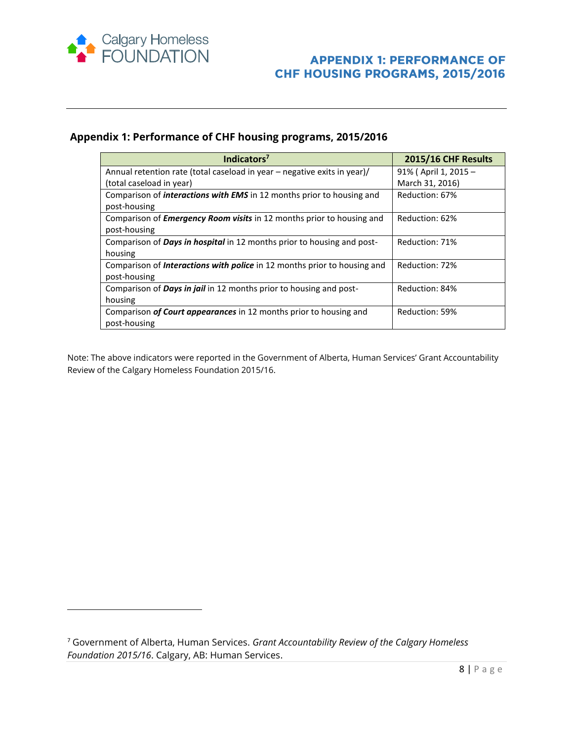## Appendix 1: Performance of CHF housing programs, 2015/2016

| Indicators[7] | 2015/16 CHF Results |
|---|---|
| Annual retention rate (total caseload in year – negative exits in year)/ (total caseload in year) | 91% ( April 1, 2015 – March 31, 2016) |
| Comparison of ***interactions with EMS*** in 12 months prior to housing and post-housing | Reduction: 67% |
| Comparison of ***Emergency Room visits*** in 12 months prior to housing and post-housing | Reduction: 62% |
| Comparison of ***Days in hospital*** in 12 months prior to housing and post-housing | Reduction: 71% |
| Comparison of ***Interactions with police*** in 12 months prior to housing and post-housing | Reduction: 72% |
| Comparison of ***Days in jail*** in 12 months prior to housing and post-housing | Reduction: 84% |
| Comparison ***of Court appearances*** in 12 months prior to housing and post-housing | Reduction: 59% |

Note: The above indicators were reported in the Government of Alberta, Human Services' Grant Accountability Review of the Calgary Homeless Foundation 2015/16.

[7] Government of Alberta, Human Services. *Grant Accountability Review of the Calgary Homeless Foundation 2015/16*. Calgary, AB: Human Services.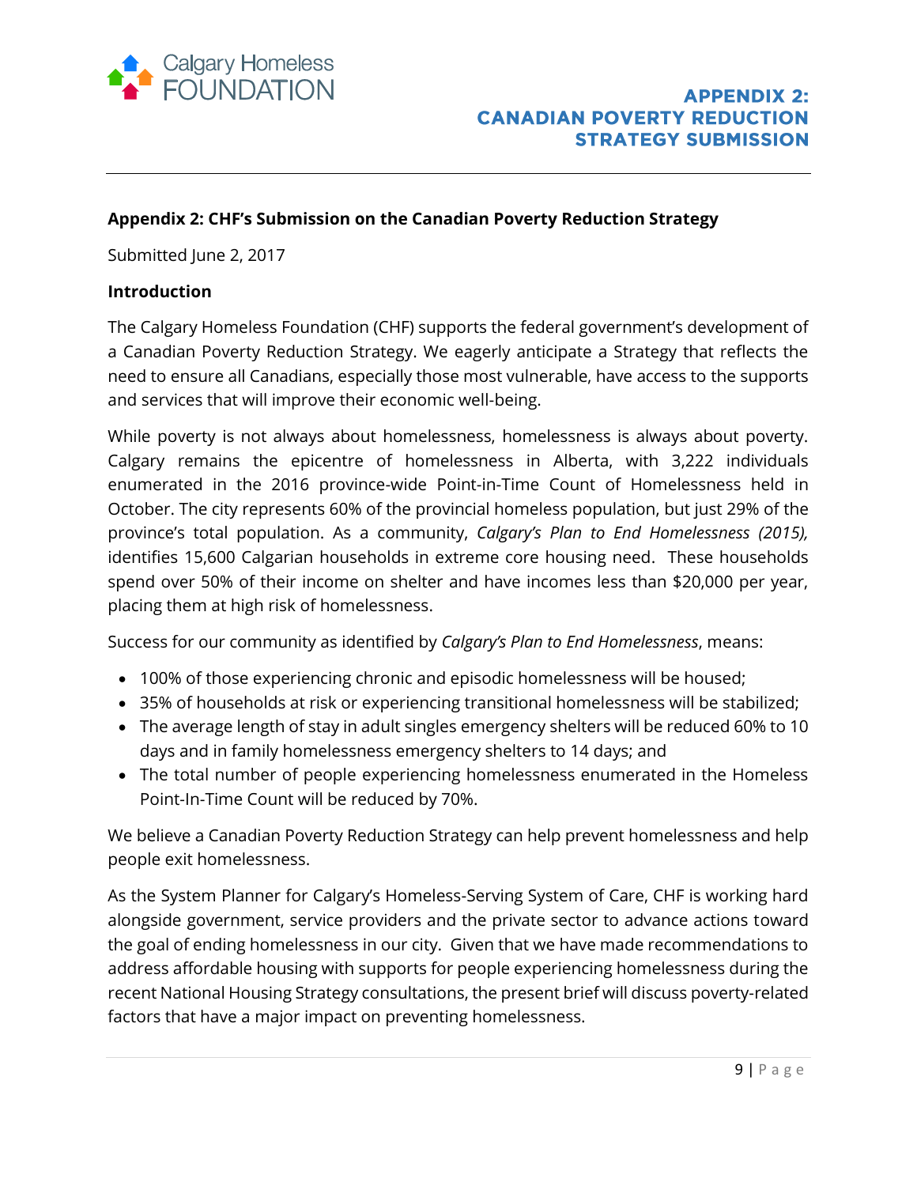## Appendix 2: CHF's Submission on the Canadian Poverty Reduction Strategy

Submitted June 2, 2017

### Introduction

The Calgary Homeless Foundation (CHF) supports the federal government's development of a Canadian Poverty Reduction Strategy. We eagerly anticipate a Strategy that reflects the need to ensure all Canadians, especially those most vulnerable, have access to the supports and services that will improve their economic well-being.

While poverty is not always about homelessness, homelessness is always about poverty. Calgary remains the epicentre of homelessness in Alberta, with 3,222 individuals enumerated in the 2016 province-wide Point-in-Time Count of Homelessness held in October. The city represents 60% of the provincial homeless population, but just 29% of the province's total population. As a community, *Calgary's Plan to End Homelessness (2015),* identifies 15,600 Calgarian households in extreme core housing need. These households spend over 50% of their income on shelter and have incomes less than $20,000 per year, placing them at high risk of homelessness.

Success for our community as identified by *Calgary's Plan to End Homelessness*, means:

- 100% of those experiencing chronic and episodic homelessness will be housed;
- 35% of households at risk or experiencing transitional homelessness will be stabilized;
- The average length of stay in adult singles emergency shelters will be reduced 60% to 10 days and in family homelessness emergency shelters to 14 days; and
- The total number of people experiencing homelessness enumerated in the Homeless Point-In-Time Count will be reduced by 70%.

We believe a Canadian Poverty Reduction Strategy can help prevent homelessness and help people exit homelessness.

As the System Planner for Calgary's Homeless-Serving System of Care, CHF is working hard alongside government, service providers and the private sector to advance actions toward the goal of ending homelessness in our city. Given that we have made recommendations to address affordable housing with supports for people experiencing homelessness during the recent National Housing Strategy consultations, the present brief will discuss poverty-related factors that have a major impact on preventing homelessness.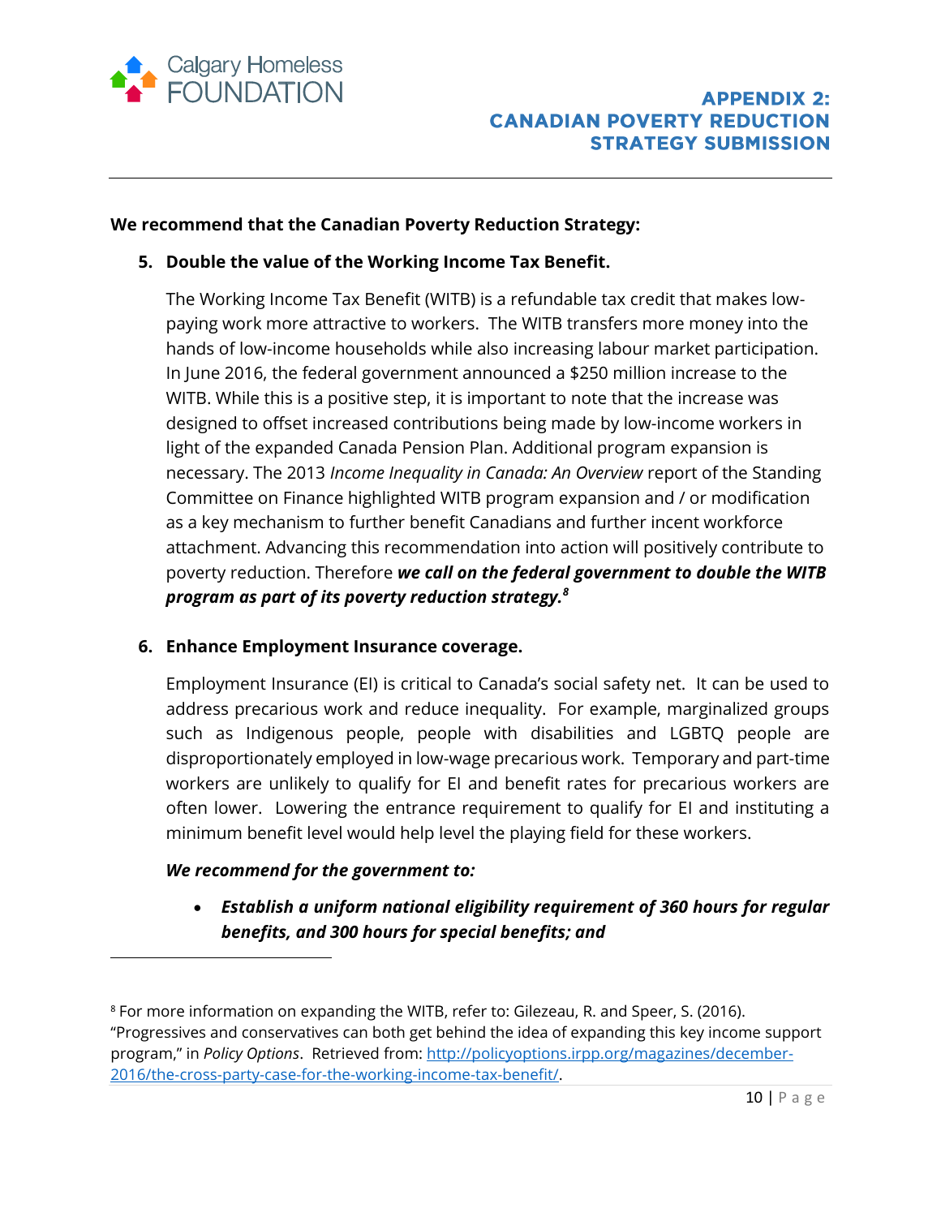**We recommend that the Canadian Poverty Reduction Strategy:**

5. **Double the value of the Working Income Tax Benefit.**

   The Working Income Tax Benefit (WITB) is a refundable tax credit that makes low-paying work more attractive to workers. The WITB transfers more money into the hands of low-income households while also increasing labour market participation. In June 2016, the federal government announced a $250 million increase to the WITB. While this is a positive step, it is important to note that the increase was designed to offset increased contributions being made by low-income workers in light of the expanded Canada Pension Plan. Additional program expansion is necessary. The 2013 *Income Inequality in Canada: An Overview* report of the Standing Committee on Finance highlighted WITB program expansion and / or modification as a key mechanism to further benefit Canadians and further incent workforce attachment. Advancing this recommendation into action will positively contribute to poverty reduction. Therefore ***we call on the federal government to double the WITB program as part of its poverty reduction strategy.***[8]

6. **Enhance Employment Insurance coverage.**

   Employment Insurance (EI) is critical to Canada's social safety net. It can be used to address precarious work and reduce inequality. For example, marginalized groups such as Indigenous people, people with disabilities and LGBTQ people are disproportionately employed in low-wage precarious work. Temporary and part-time workers are unlikely to qualify for EI and benefit rates for precarious workers are often lower. Lowering the entrance requirement to qualify for EI and instituting a minimum benefit level would help level the playing field for these workers.

   ***We recommend for the government to:***

   - ***Establish a uniform national eligibility requirement of 360 hours for regular benefits, and 300 hours for special benefits; and***

---

[8] For more information on expanding the WITB, refer to: Gilezeau, R. and Speer, S. (2016). "Progressives and conservatives can both get behind the idea of expanding this key income support program," in *Policy Options*. Retrieved from: http://policyoptions.irpp.org/magazines/december-2016/the-cross-party-case-for-the-working-income-tax-benefit/.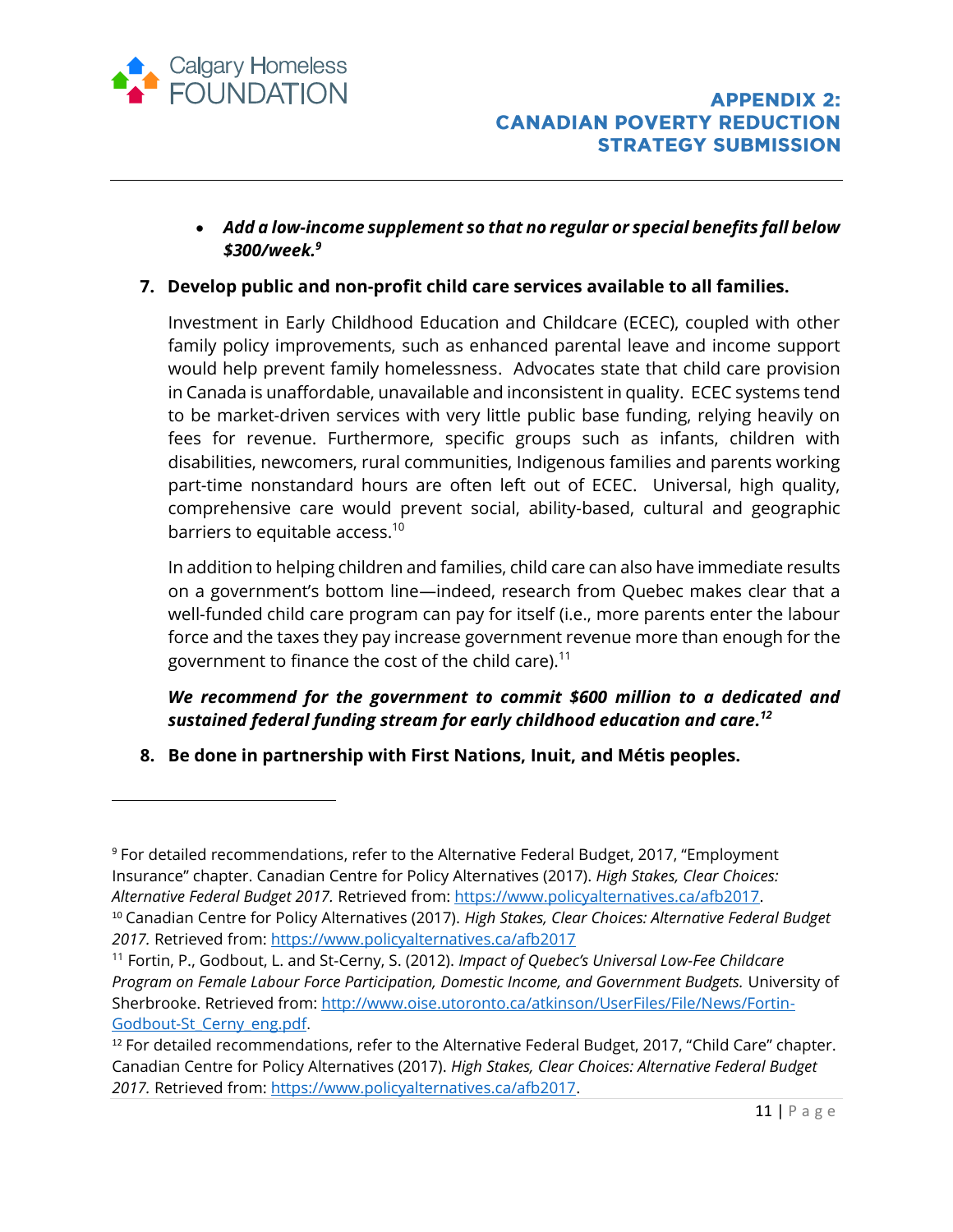- ***Add a low-income supplement so that no regular or special benefits fall below $300/week.***[9]

7. **Develop public and non-profit child care services available to all families.**

   Investment in Early Childhood Education and Childcare (ECEC), coupled with other family policy improvements, such as enhanced parental leave and income support would help prevent family homelessness. Advocates state that child care provision in Canada is unaffordable, unavailable and inconsistent in quality. ECEC systems tend to be market-driven services with very little public base funding, relying heavily on fees for revenue. Furthermore, specific groups such as infants, children with disabilities, newcomers, rural communities, Indigenous families and parents working part-time nonstandard hours are often left out of ECEC. Universal, high quality, comprehensive care would prevent social, ability-based, cultural and geographic barriers to equitable access.[10]

   In addition to helping children and families, child care can also have immediate results on a government's bottom line—indeed, research from Quebec makes clear that a well-funded child care program can pay for itself (i.e., more parents enter the labour force and the taxes they pay increase government revenue more than enough for the government to finance the cost of the child care).[11]

   ***We recommend for the government to commit $600 million to a dedicated and sustained federal funding stream for early childhood education and care.***[12]

8. **Be done in partnership with First Nations, Inuit, and Métis peoples.**

---

[9] For detailed recommendations, refer to the Alternative Federal Budget, 2017, "Employment Insurance" chapter. Canadian Centre for Policy Alternatives (2017). *High Stakes, Clear Choices: Alternative Federal Budget 2017.* Retrieved from: https://www.policyalternatives.ca/afb2017.

[10] Canadian Centre for Policy Alternatives (2017). *High Stakes, Clear Choices: Alternative Federal Budget 2017.* Retrieved from: https://www.policyalternatives.ca/afb2017

[11] Fortin, P., Godbout, L. and St-Cerny, S. (2012). *Impact of Quebec's Universal Low-Fee Childcare Program on Female Labour Force Participation, Domestic Income, and Government Budgets.* University of Sherbrooke. Retrieved from: http://www.oise.utoronto.ca/atkinson/UserFiles/File/News/Fortin-Godbout-St_Cerny_eng.pdf.

[12] For detailed recommendations, refer to the Alternative Federal Budget, 2017, "Child Care" chapter. Canadian Centre for Policy Alternatives (2017). *High Stakes, Clear Choices: Alternative Federal Budget 2017.* Retrieved from: https://www.policyalternatives.ca/afb2017.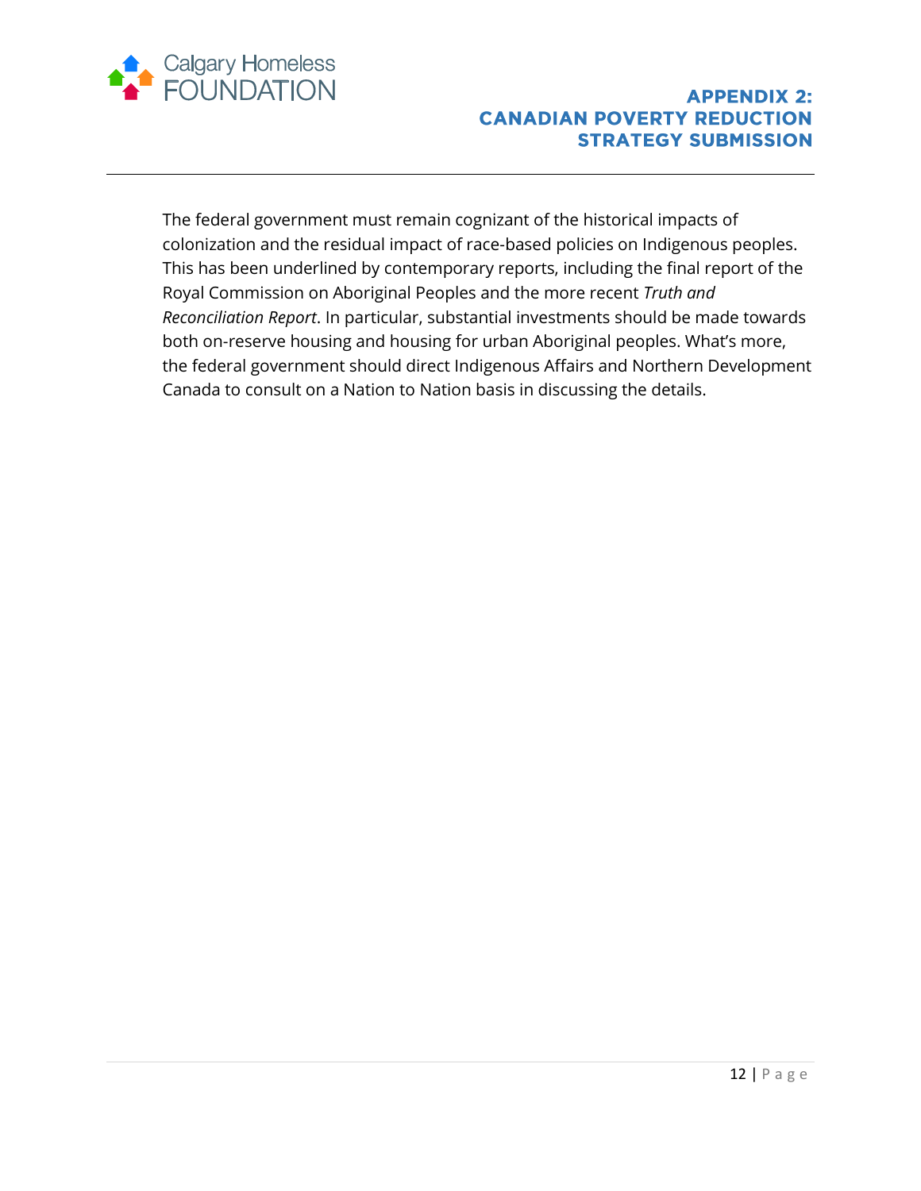The federal government must remain cognizant of the historical impacts of colonization and the residual impact of race-based policies on Indigenous peoples. This has been underlined by contemporary reports, including the final report of the Royal Commission on Aboriginal Peoples and the more recent *Truth and Reconciliation Report*. In particular, substantial investments should be made towards both on-reserve housing and housing for urban Aboriginal peoples. What's more, the federal government should direct Indigenous Affairs and Northern Development Canada to consult on a Nation to Nation basis in discussing the details.